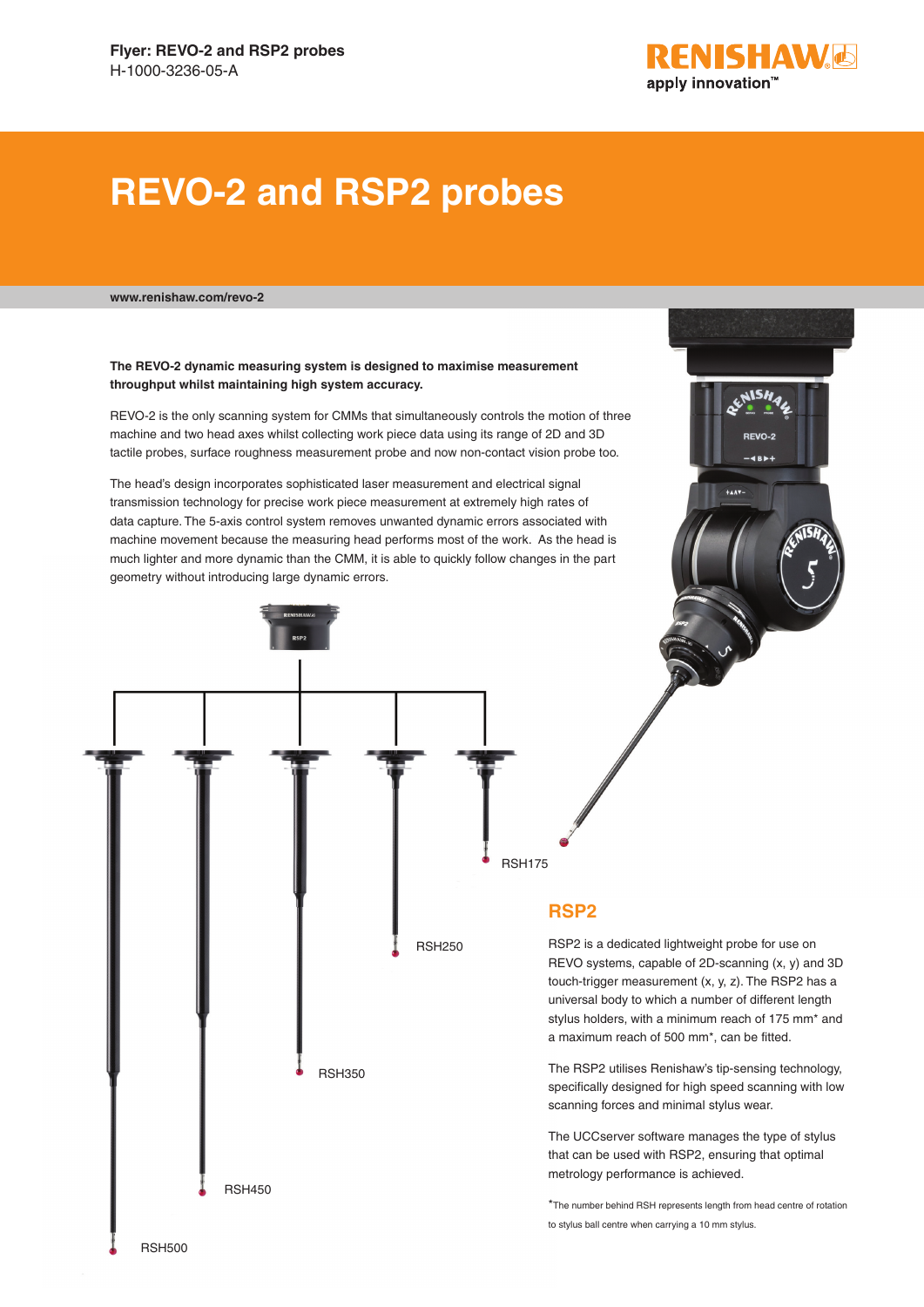Flyer: REVO-2 and RSP2 probes
H-1000-3236-05-A

# REVO-2 and RSP2 probes

www.renishaw.com/revo-2

**The REVO-2 dynamic measuring system is designed to maximise measurement throughput whilst maintaining high system accuracy.**

REVO-2 is the only scanning system for CMMs that simultaneously controls the motion of three machine and two head axes whilst collecting work piece data using its range of 2D and 3D tactile probes, surface roughness measurement probe and now non-contact vision probe too.

The head's design incorporates sophisticated laser measurement and electrical signal transmission technology for precise work piece measurement at extremely high rates of data capture. The 5-axis control system removes unwanted dynamic errors associated with machine movement because the measuring head performs most of the work. As the head is much lighter and more dynamic than the CMM, it is able to quickly follow changes in the part geometry without introducing large dynamic errors.

RSH175

RSH250

RSH350

RSH450

RSH500

## RSP2

RSP2 is a dedicated lightweight probe for use on REVO systems, capable of 2D-scanning (x, y) and 3D touch-trigger measurement (x, y, z). The RSP2 has a universal body to which a number of different length stylus holders, with a minimum reach of 175 mm* and a maximum reach of 500 mm*, can be fitted.

The RSP2 utilises Renishaw's tip-sensing technology, specifically designed for high speed scanning with low scanning forces and minimal stylus wear.

The UCCserver software manages the type of stylus that can be used with RSP2, ensuring that optimal metrology performance is achieved.

*The number behind RSH represents length from head centre of rotation to stylus ball centre when carrying a 10 mm stylus.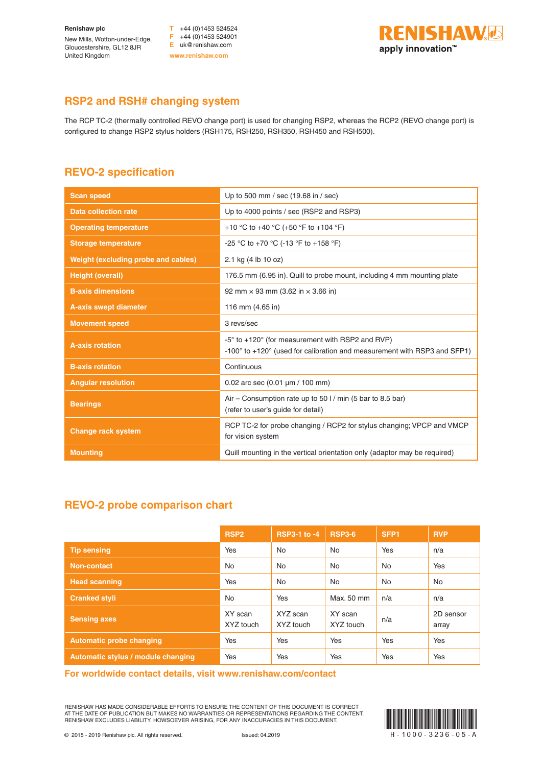Renishaw plc

New Mills, Wotton-under-Edge, Gloucestershire, GL12 8JR United Kingdom

T +44 (0)1453 524524
F +44 (0)1453 524901
E uk@renishaw.com
www.renishaw.com

RENISHAW apply innovation™

## RSP2 and RSH# changing system

The RCP TC-2 (thermally controlled REVO change port) is used for changing RSP2, whereas the RCP2 (REVO change port) is configured to change RSP2 stylus holders (RSH175, RSH250, RSH350, RSH450 and RSH500).

## REVO-2 specification

| | |
|---|---|
| **Scan speed** | Up to 500 mm / sec (19.68 in / sec) |
| **Data collection rate** | Up to 4000 points / sec (RSP2 and RSP3) |
| **Operating temperature** | +10 °C to +40 °C (+50 °F to +104 °F) |
| **Storage temperature** | -25 °C to +70 °C (-13 °F to +158 °F) |
| **Weight (excluding probe and cables)** | 2.1 kg (4 lb 10 oz) |
| **Height (overall)** | 176.5 mm (6.95 in). Quill to probe mount, including 4 mm mounting plate |
| **B-axis dimensions** | 92 mm × 93 mm (3.62 in × 3.66 in) |
| **A-axis swept diameter** | 116 mm (4.65 in) |
| **Movement speed** | 3 revs/sec |
| **A-axis rotation** | -5° to +120° (for measurement with RSP2 and RVP)<br>-100° to +120° (used for calibration and measurement with RSP3 and SFP1) |
| **B-axis rotation** | Continuous |
| **Angular resolution** | 0.02 arc sec (0.01 µm / 100 mm) |
| **Bearings** | Air – Consumption rate up to 50 l / min (5 bar to 8.5 bar)<br>(refer to user's guide for detail) |
| **Change rack system** | RCP TC-2 for probe changing / RCP2 for stylus changing; VPCP and VMCP for vision system |
| **Mounting** | Quill mounting in the vertical orientation only (adaptor may be required) |

## REVO-2 probe comparison chart

| | RSP2 | RSP3-1 to -4 | RSP3-6 | SFP1 | RVP |
|---|---|---|---|---|---|
| **Tip sensing** | Yes | No | No | Yes | n/a |
| **Non-contact** | No | No | No | No | Yes |
| **Head scanning** | Yes | No | No | No | No |
| **Cranked styli** | No | Yes | Max. 50 mm | n/a | n/a |
| **Sensing axes** | XY scan<br>XYZ touch | XYZ scan<br>XYZ touch | XY scan<br>XYZ touch | n/a | 2D sensor array |
| **Automatic probe changing** | Yes | Yes | Yes | Yes | Yes |
| **Automatic stylus / module changing** | Yes | Yes | Yes | Yes | Yes |

**For worldwide contact details, visit www.renishaw.com/contact**

RENISHAW HAS MADE CONSIDERABLE EFFORTS TO ENSURE THE CONTENT OF THIS DOCUMENT IS CORRECT AT THE DATE OF PUBLICATION BUT MAKES NO WARRANTIES OR REPRESENTATIONS REGARDING THE CONTENT. RENISHAW EXCLUDES LIABILITY, HOWSOEVER ARISING, FOR ANY INACCURACIES IN THIS DOCUMENT.

© 2015 - 2019 Renishaw plc. All rights reserved.

Issued: 04.2019

H-1000-3236-05-A